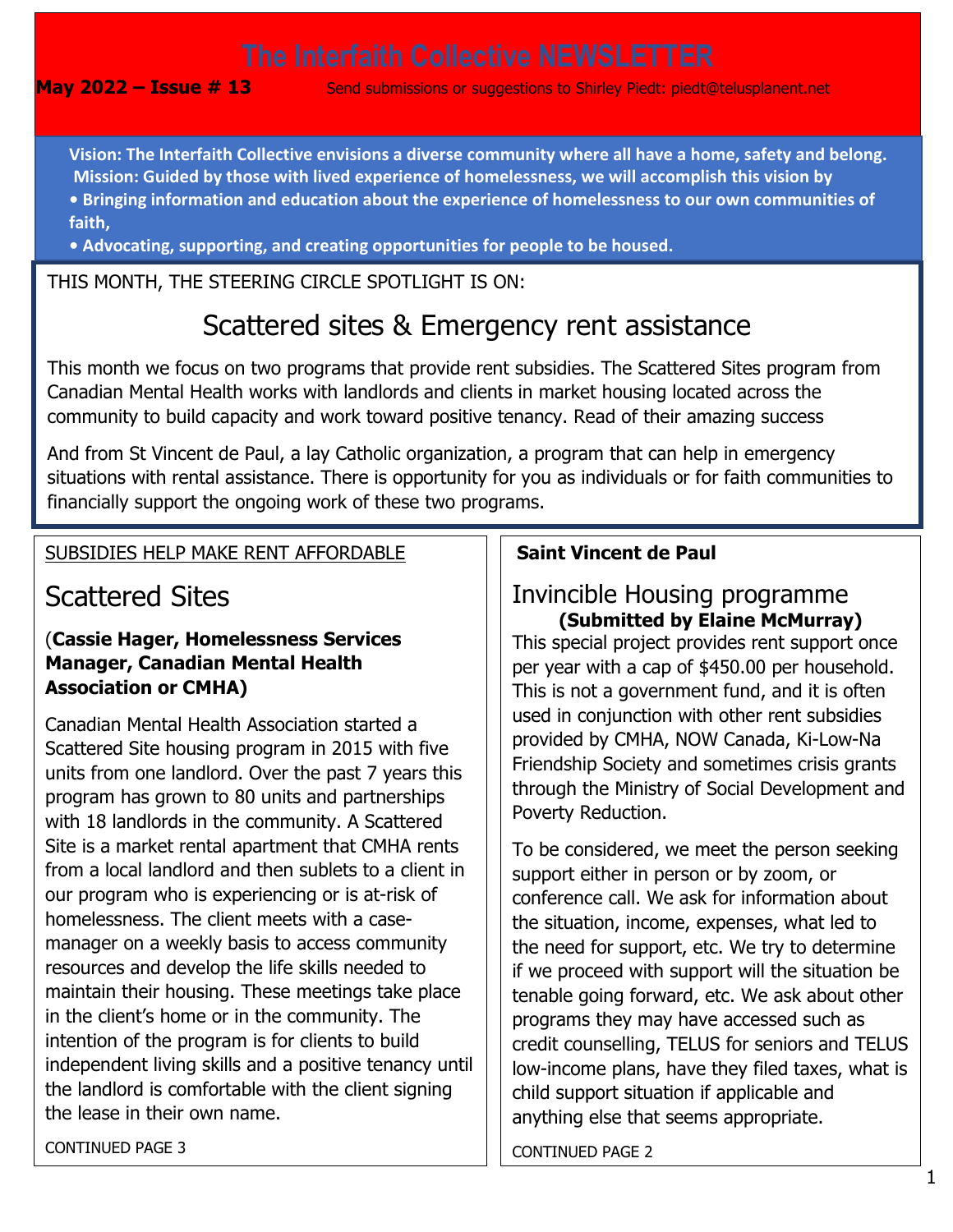# The Interfaith Collective NEWSLETTER

**May 2022 – Issue # 13** Send submissions or suggestions to Shirley Piedt: piedt@telusplanent.net

**Vision: The Interfaith Collective envisions a diverse community where all have a home, safety and belong.**
**Mission: Guided by those with lived experience of homelessness, we will accomplish this vision by**

- **Bringing information and education about the experience of homelessness to our own communities of faith,**
- **Advocating, supporting, and creating opportunities for people to be housed.**

THIS MONTH, THE STEERING CIRCLE SPOTLIGHT IS ON:

## Scattered sites & Emergency rent assistance

This month we focus on two programs that provide rent subsidies. The Scattered Sites program from Canadian Mental Health works with landlords and clients in market housing located across the community to build capacity and work toward positive tenancy. Read of their amazing success

And from St Vincent de Paul, a lay Catholic organization, a program that can help in emergency situations with rental assistance. There is opportunity for you as individuals or for faith communities to financially support the ongoing work of these two programs.

SUBSIDIES HELP MAKE RENT AFFORDABLE

## Scattered Sites

(**Cassie Hager, Homelessness Services Manager, Canadian Mental Health Association or CMHA)**

Canadian Mental Health Association started a Scattered Site housing program in 2015 with five units from one landlord. Over the past 7 years this program has grown to 80 units and partnerships with 18 landlords in the community. A Scattered Site is a market rental apartment that CMHA rents from a local landlord and then sublets to a client in our program who is experiencing or is at-risk of homelessness. The client meets with a case-manager on a weekly basis to access community resources and develop the life skills needed to maintain their housing. These meetings take place in the client's home or in the community. The intention of the program is for clients to build independent living skills and a positive tenancy until the landlord is comfortable with the client signing the lease in their own name.

CONTINUED PAGE 3

**Saint Vincent de Paul**

## Invincible Housing programme

**(Submitted by Elaine McMurray)**

This special project provides rent support once per year with a cap of $450.00 per household. This is not a government fund, and it is often used in conjunction with other rent subsidies provided by CMHA, NOW Canada, Ki-Low-Na Friendship Society and sometimes crisis grants through the Ministry of Social Development and Poverty Reduction.

To be considered, we meet the person seeking support either in person or by zoom, or conference call. We ask for information about the situation, income, expenses, what led to the need for support, etc. We try to determine if we proceed with support will the situation be tenable going forward, etc. We ask about other programs they may have accessed such as credit counselling, TELUS for seniors and TELUS low-income plans, have they filed taxes, what is child support situation if applicable and anything else that seems appropriate.

CONTINUED PAGE 2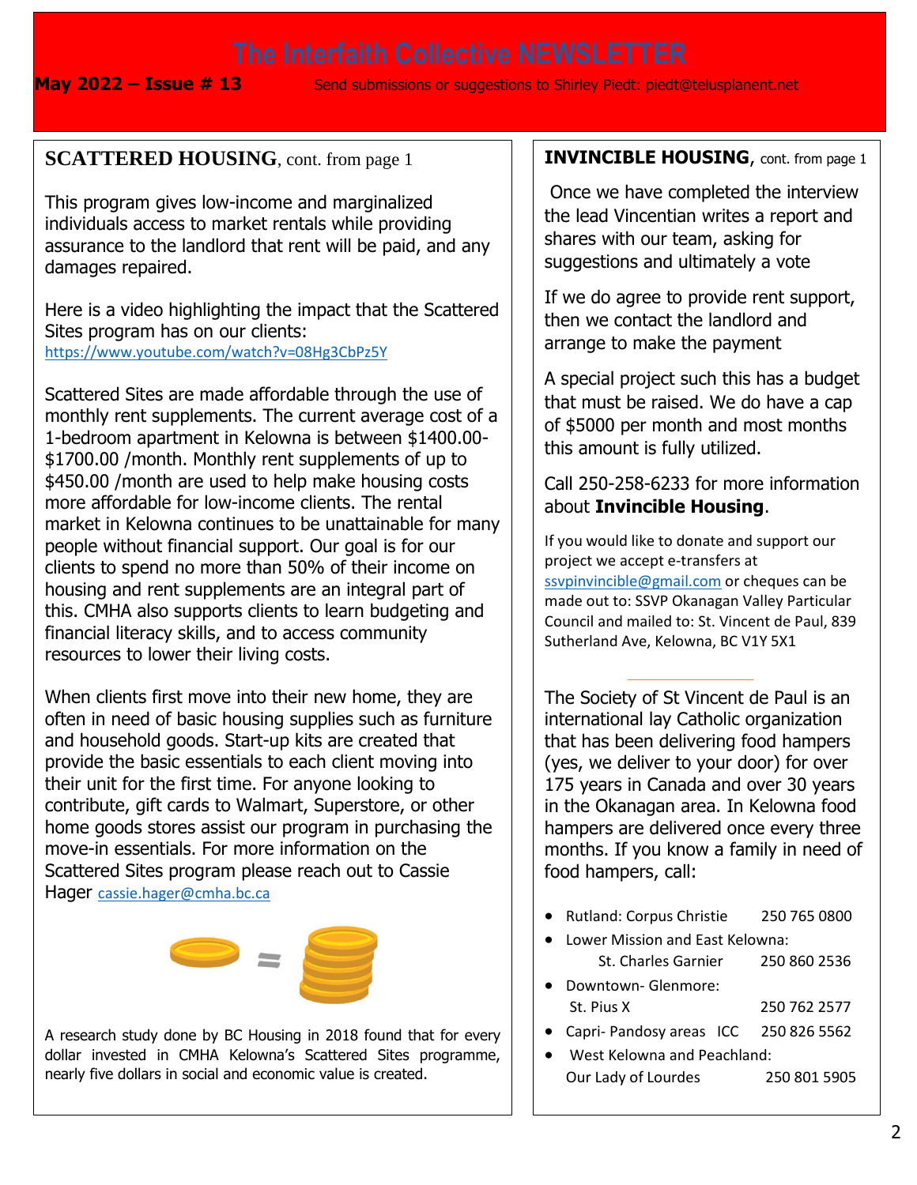# The Interfaith Collective NEWSLETTER

**May 2022 – Issue # 13** Send submissions or suggestions to Shirley Piedt: piedt@telusplanet.net

## SCATTERED HOUSING, cont. from page 1

This program gives low-income and marginalized individuals access to market rentals while providing assurance to the landlord that rent will be paid, and any damages repaired.

Here is a video highlighting the impact that the Scattered Sites program has on our clients: https://www.youtube.com/watch?v=08Hg3CbPz5Y

Scattered Sites are made affordable through the use of monthly rent supplements. The current average cost of a 1-bedroom apartment in Kelowna is between $1400.00-$1700.00 /month. Monthly rent supplements of up to $450.00 /month are used to help make housing costs more affordable for low-income clients. The rental market in Kelowna continues to be unattainable for many people without financial support. Our goal is for our clients to spend no more than 50% of their income on housing and rent supplements are an integral part of this. CMHA also supports clients to learn budgeting and financial literacy skills, and to access community resources to lower their living costs.

When clients first move into their new home, they are often in need of basic housing supplies such as furniture and household goods. Start-up kits are created that provide the basic essentials to each client moving into their unit for the first time. For anyone looking to contribute, gift cards to Walmart, Superstore, or other home goods stores assist our program in purchasing the move-in essentials. For more information on the Scattered Sites program please reach out to Cassie Hager cassie.hager@cmha.bc.ca

A research study done by BC Housing in 2018 found that for every dollar invested in CMHA Kelowna's Scattered Sites programme, nearly five dollars in social and economic value is created.

## INVINCIBLE HOUSING, cont. from page 1

Once we have completed the interview the lead Vincentian writes a report and shares with our team, asking for suggestions and ultimately a vote

If we do agree to provide rent support, then we contact the landlord and arrange to make the payment

A special project such this has a budget that must be raised. We do have a cap of $5000 per month and most months this amount is fully utilized.

Call 250-258-6233 for more information about **Invincible Housing**.

If you would like to donate and support our project we accept e-transfers at ssvpinvincible@gmail.com or cheques can be made out to: SSVP Okanagan Valley Particular Council and mailed to: St. Vincent de Paul, 839 Sutherland Ave, Kelowna, BC V1Y 5X1

---

The Society of St Vincent de Paul is an international lay Catholic organization that has been delivering food hampers (yes, we deliver to your door) for over 175 years in Canada and over 30 years in the Okanagan area. In Kelowna food hampers are delivered once every three months. If you know a family in need of food hampers, call:

- Rutland: Corpus Christie 250 765 0800
- Lower Mission and East Kelowna: St. Charles Garnier 250 860 2536
- Downtown- Glenmore: St. Pius X 250 762 2577
- Capri- Pandosy areas ICC 250 826 5562
- West Kelowna and Peachland: Our Lady of Lourdes 250 801 5905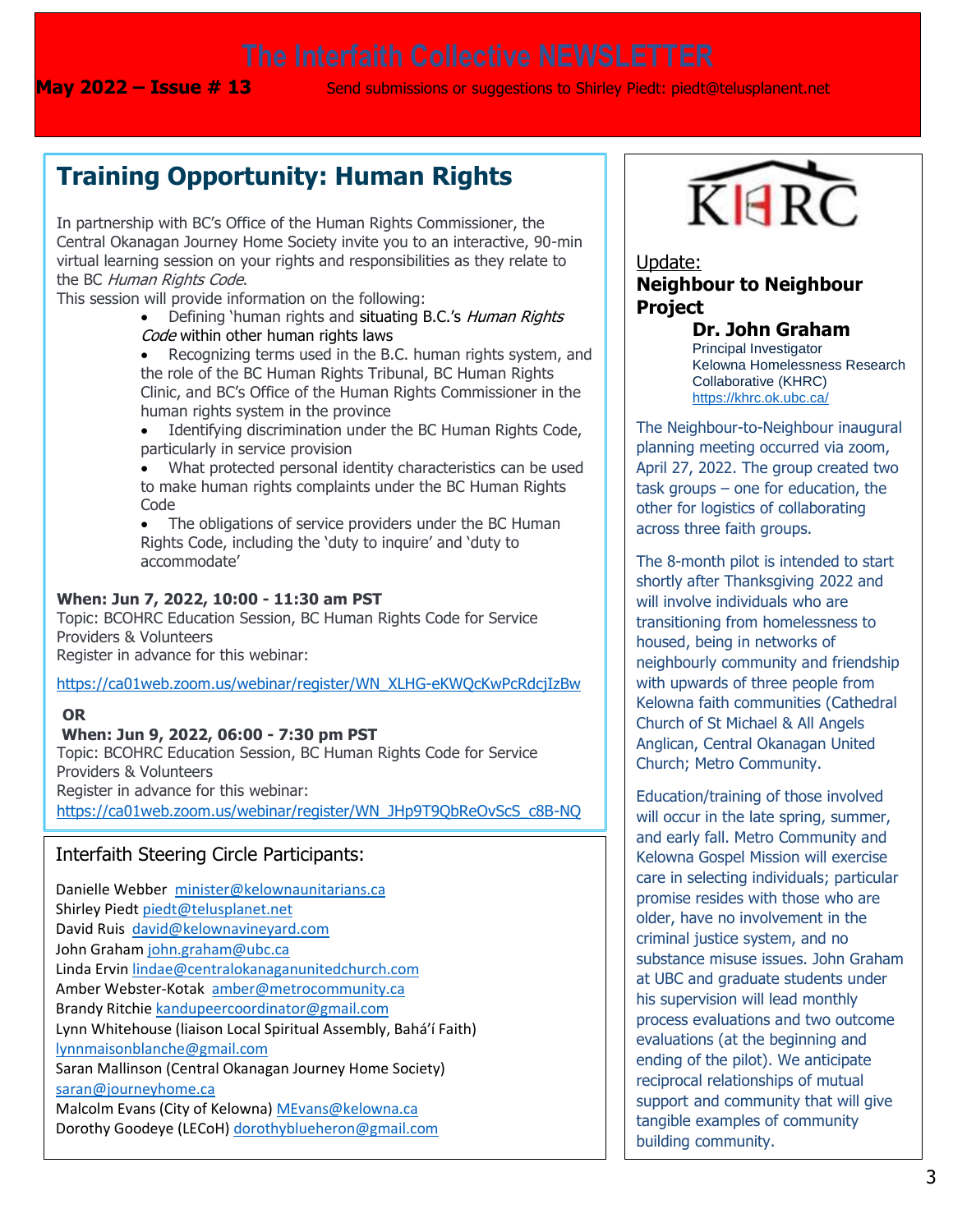# The Interfaith Collective NEWSLETTER

**May 2022 – Issue # 13** Send submissions or suggestions to Shirley Piedt: piedt@telusplanet.net

## Training Opportunity: Human Rights

In partnership with BC's Office of the Human Rights Commissioner, the Central Okanagan Journey Home Society invite you to an interactive, 90-min virtual learning session on your rights and responsibilities as they relate to the BC *Human Rights Code*.

This session will provide information on the following:

- Defining 'human rights and situating B.C.'s *Human Rights Code* within other human rights laws
- Recognizing terms used in the B.C. human rights system, and the role of the BC Human Rights Tribunal, BC Human Rights Clinic, and BC's Office of the Human Rights Commissioner in the human rights system in the province
- Identifying discrimination under the BC Human Rights Code, particularly in service provision
- What protected personal identity characteristics can be used to make human rights complaints under the BC Human Rights Code
- The obligations of service providers under the BC Human Rights Code, including the 'duty to inquire' and 'duty to accommodate'

**When: Jun 7, 2022, 10:00 - 11:30 am PST**
Topic: BCOHRC Education Session, BC Human Rights Code for Service Providers & Volunteers
Register in advance for this webinar:

https://ca01web.zoom.us/webinar/register/WN_XLHG-eKWQcKwPcRdcjIzBw

**OR**

**When: Jun 9, 2022, 06:00 - 7:30 pm PST**
Topic: BCOHRC Education Session, BC Human Rights Code for Service Providers & Volunteers
Register in advance for this webinar:
https://ca01web.zoom.us/webinar/register/WN_JHp9T9QbReOvScS_c8B-NQ

## Interfaith Steering Circle Participants:

Danielle Webber minister@kelownaunitarians.ca
Shirley Piedt piedt@telusplanet.net
David Ruis david@kelownavineyard.com
John Graham john.graham@ubc.ca
Linda Ervin lindae@centralokanaganunitedchurch.com
Amber Webster-Kotak amber@metrocommunity.ca
Brandy Ritchie kandupeercoordinator@gmail.com
Lynn Whitehouse (liaison Local Spiritual Assembly, Bahá'í Faith) lynnmaisonblanche@gmail.com
Saran Mallinson (Central Okanagan Journey Home Society) saran@journeyhome.ca
Malcolm Evans (City of Kelowna) MEvans@kelowna.ca
Dorothy Goodeye (LECoH) dorothyblueheron@gmail.com

KHRC

Update:

## Neighbour to Neighbour Project

**Dr. John Graham**
Principal Investigator
Kelowna Homelessness Research Collaborative (KHRC)
https://khrc.ok.ubc.ca/

The Neighbour-to-Neighbour inaugural planning meeting occurred via zoom, April 27, 2022. The group created two task groups – one for education, the other for logistics of collaborating across three faith groups.

The 8-month pilot is intended to start shortly after Thanksgiving 2022 and will involve individuals who are transitioning from homelessness to housed, being in networks of neighbourly community and friendship with upwards of three people from Kelowna faith communities (Cathedral Church of St Michael & All Angels Anglican, Central Okanagan United Church; Metro Community.

Education/training of those involved will occur in the late spring, summer, and early fall. Metro Community and Kelowna Gospel Mission will exercise care in selecting individuals; particular promise resides with those who are older, have no involvement in the criminal justice system, and no substance misuse issues. John Graham at UBC and graduate students under his supervision will lead monthly process evaluations and two outcome evaluations (at the beginning and ending of the pilot). We anticipate reciprocal relationships of mutual support and community that will give tangible examples of community building community.